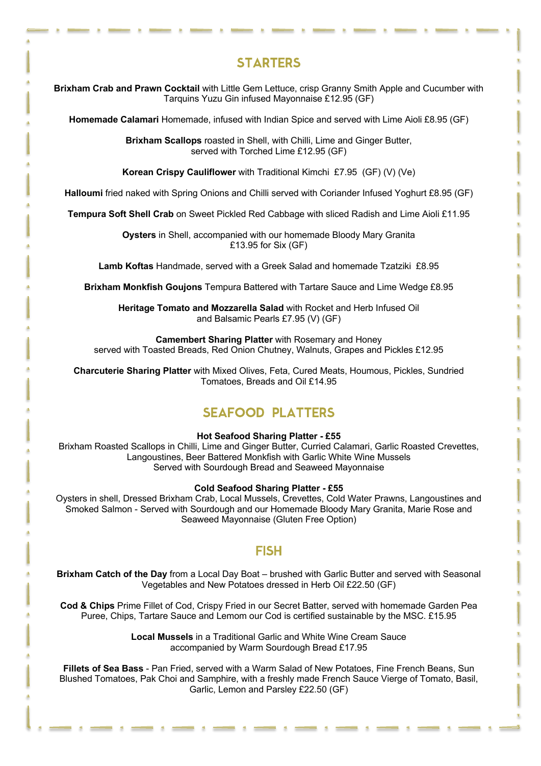## STARTERS

**Brixham Crab and Prawn Cocktail** with Little Gem Lettuce, crisp Granny Smith Apple and Cucumber with Tarquins Yuzu Gin infused Mayonnaise £12.95 (GF)

**Homemade Calamari** Homemade, infused with Indian Spice and served with Lime Aioli £8.95 (GF)

**Brixham Scallops** roasted in Shell, with Chilli, Lime and Ginger Butter, served with Torched Lime £12.95 (GF)

**Korean Crispy Cauliflower** with Traditional Kimchi £7.95 (GF) (V) (Ve)

**Halloumi** fried naked with Spring Onions and Chilli served with Coriander Infused Yoghurt £8.95 (GF)

**Tempura Soft Shell Crab** on Sweet Pickled Red Cabbage with sliced Radish and Lime Aioli £11.95

**Oysters** in Shell, accompanied with our homemade Bloody Mary Granita £13.95 for Six (GF)

**Lamb Koftas** Handmade, served with a Greek Salad and homemade Tzatziki £8.95

**Brixham Monkfish Goujons** Tempura Battered with Tartare Sauce and Lime Wedge £8.95

**Heritage Tomato and Mozzarella Salad** with Rocket and Herb Infused Oil and Balsamic Pearls £7.95 (V) (GF)

**Camembert Sharing Platter** with Rosemary and Honey served with Toasted Breads, Red Onion Chutney, Walnuts, Grapes and Pickles £12.95

**Charcuterie Sharing Platter** with Mixed Olives, Feta, Cured Meats, Houmous, Pickles, Sundried Tomatoes, Breads and Oil £14.95

## SEAFOOD PLATTERS

**Hot Seafood Sharing Platter - £55**
Brixham Roasted Scallops in Chilli, Lime and Ginger Butter, Curried Calamari, Garlic Roasted Crevettes, Langoustines, Beer Battered Monkfish with Garlic White Wine Mussels
Served with Sourdough Bread and Seaweed Mayonnaise

**Cold Seafood Sharing Platter - £55**
Oysters in shell, Dressed Brixham Crab, Local Mussels, Crevettes, Cold Water Prawns, Langoustines and Smoked Salmon - Served with Sourdough and our Homemade Bloody Mary Granita, Marie Rose and Seaweed Mayonnaise (Gluten Free Option)

## FISH

**Brixham Catch of the Day** from a Local Day Boat – brushed with Garlic Butter and served with Seasonal Vegetables and New Potatoes dressed in Herb Oil £22.50 (GF)

**Cod & Chips** Prime Fillet of Cod, Crispy Fried in our Secret Batter, served with homemade Garden Pea Puree, Chips, Tartare Sauce and Lemom our Cod is certified sustainable by the MSC. £15.95

**Local Mussels** in a Traditional Garlic and White Wine Cream Sauce accompanied by Warm Sourdough Bread £17.95

**Fillets of Sea Bass** - Pan Fried, served with a Warm Salad of New Potatoes, Fine French Beans, Sun Blushed Tomatoes, Pak Choi and Samphire, with a freshly made French Sauce Vierge of Tomato, Basil, Garlic, Lemon and Parsley £22.50 (GF)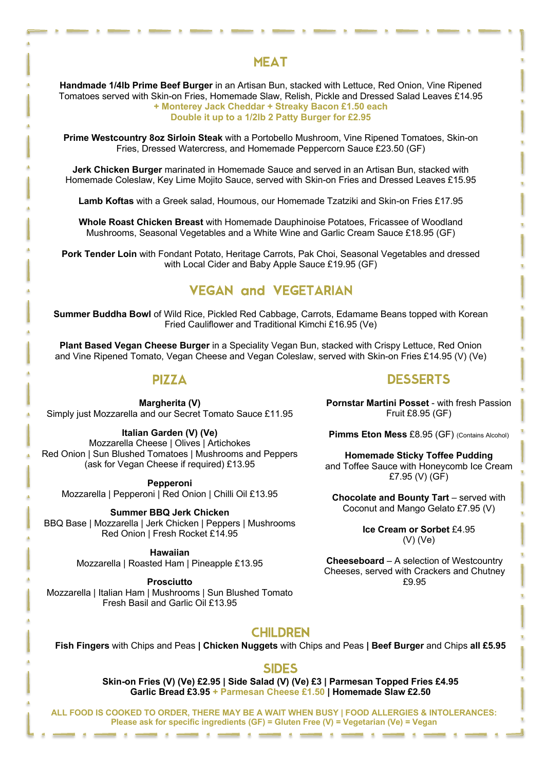## MEAT

**Handmade 1/4lb Prime Beef Burger** in an Artisan Bun, stacked with Lettuce, Red Onion, Vine Ripened Tomatoes served with Skin-on Fries, Homemade Slaw, Relish, Pickle and Dressed Salad Leaves £14.95
**+ Monterey Jack Cheddar + Streaky Bacon £1.50 each**
**Double it up to a 1/2lb 2 Patty Burger for £2.95**

**Prime Westcountry 8oz Sirloin Steak** with a Portobello Mushroom, Vine Ripened Tomatoes, Skin-on Fries, Dressed Watercress, and Homemade Peppercorn Sauce £23.50 (GF)

**Jerk Chicken Burger** marinated in Homemade Sauce and served in an Artisan Bun, stacked with Homemade Coleslaw, Key Lime Mojito Sauce, served with Skin-on Fries and Dressed Leaves £15.95

**Lamb Koftas** with a Greek salad, Houmous, our Homemade Tzatziki and Skin-on Fries £17.95

**Whole Roast Chicken Breast** with Homemade Dauphinoise Potatoes, Fricassee of Woodland Mushrooms, Seasonal Vegetables and a White Wine and Garlic Cream Sauce £18.95 (GF)

**Pork Tender Loin** with Fondant Potato, Heritage Carrots, Pak Choi, Seasonal Vegetables and dressed with Local Cider and Baby Apple Sauce £19.95 (GF)

## VEGAN and VEGETARIAN

**Summer Buddha Bowl** of Wild Rice, Pickled Red Cabbage, Carrots, Edamame Beans topped with Korean Fried Cauliflower and Traditional Kimchi £16.95 (Ve)

**Plant Based Vegan Cheese Burger** in a Speciality Vegan Bun, stacked with Crispy Lettuce, Red Onion and Vine Ripened Tomato, Vegan Cheese and Vegan Coleslaw, served with Skin-on Fries £14.95 (V) (Ve)

## PIZZA

**Margherita (V)**
Simply just Mozzarella and our Secret Tomato Sauce £11.95

**Italian Garden (V) (Ve)**
Mozzarella Cheese | Olives | Artichokes
Red Onion | Sun Blushed Tomatoes | Mushrooms and Peppers
(ask for Vegan Cheese if required) £13.95

**Pepperoni**
Mozzarella | Pepperoni | Red Onion | Chilli Oil £13.95

**Summer BBQ Jerk Chicken**
BBQ Base | Mozzarella | Jerk Chicken | Peppers | Mushrooms
Red Onion | Fresh Rocket £14.95

**Hawaiian**
Mozzarella | Roasted Ham | Pineapple £13.95

**Prosciutto**
Mozzarella | Italian Ham | Mushrooms | Sun Blushed Tomato
Fresh Basil and Garlic Oil £13.95

## DESSERTS

**Pornstar Martini Posset** - with fresh Passion Fruit £8.95 (GF)

**Pimms Eton Mess** £8.95 (GF) (Contains Alcohol)

**Homemade Sticky Toffee Pudding** and Toffee Sauce with Honeycomb Ice Cream £7.95 (V) (GF)

**Chocolate and Bounty Tart** – served with Coconut and Mango Gelato £7.95 (V)

**Ice Cream or Sorbet** £4.95
(V) (Ve)

**Cheeseboard** – A selection of Westcountry Cheeses, served with Crackers and Chutney £9.95

## CHILDREN

**Fish Fingers** with Chips and Peas **| Chicken Nuggets** with Chips and Peas **| Beef Burger** and Chips **all £5.95**

## SIDES

**Skin-on Fries (V) (Ve) £2.95 | Side Salad (V) (Ve) £3 | Parmesan Topped Fries £4.95**
**Garlic Bread £3.95 + Parmesan Cheese £1.50 | Homemade Slaw £2.50**

**ALL FOOD IS COOKED TO ORDER, THERE MAY BE A WAIT WHEN BUSY | FOOD ALLERGIES & INTOLERANCES: Please ask for specific ingredients (GF) = Gluten Free (V) = Vegetarian (Ve) = Vegan**